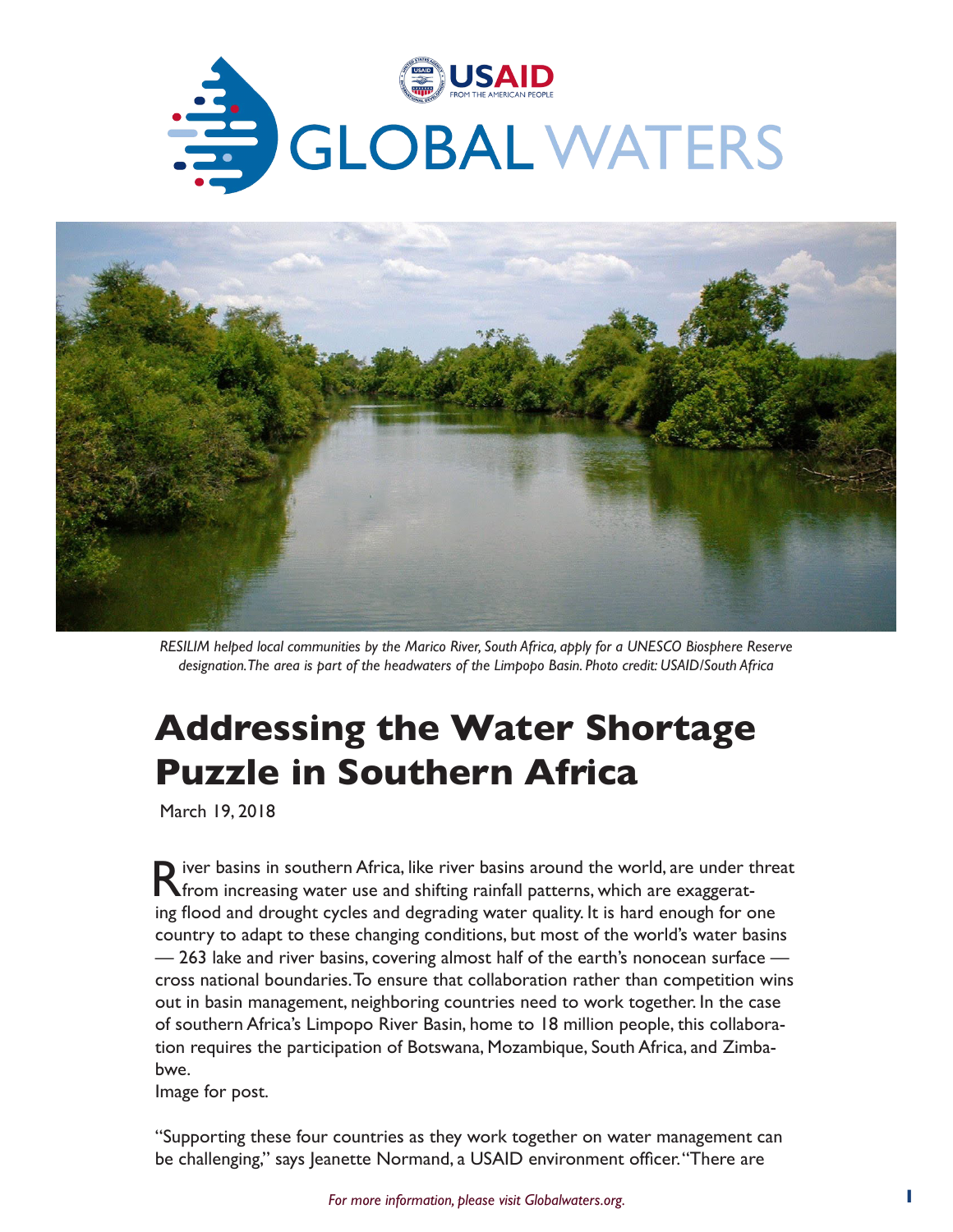# Addressing the Water Shortage Puzzle in Southern Africa

RESILIM helped local communities by the Marico River, South Africa, apply for a UNESCO Biosphere Reserve designation. The area is part of the headwaters of the Limpopo Basin. Photo credit: USAID/South Africa

March 19, 2018

River basins in southern Africa, like river basins around the world, are under threat from increasing water use and shifting rainfall patterns, which are exaggerating flood and drought cycles and degrading water quality. It is hard enough for one country to adapt to these changing conditions, but most of the world's water basins — 263 lake and river basins, covering almost half of the earth's nonocean surface — cross national boundaries. To ensure that collaboration rather than competition wins out in basin management, neighboring countries need to work together. In the case of southern Africa's Limpopo River Basin, home to 18 million people, this collaboration requires the participation of Botswana, Mozambique, South Africa, and Zimbabwe.

Image for post.

"Supporting these four countries as they work together on water management can be challenging," says Jeanette Normand, a USAID environment officer. "There are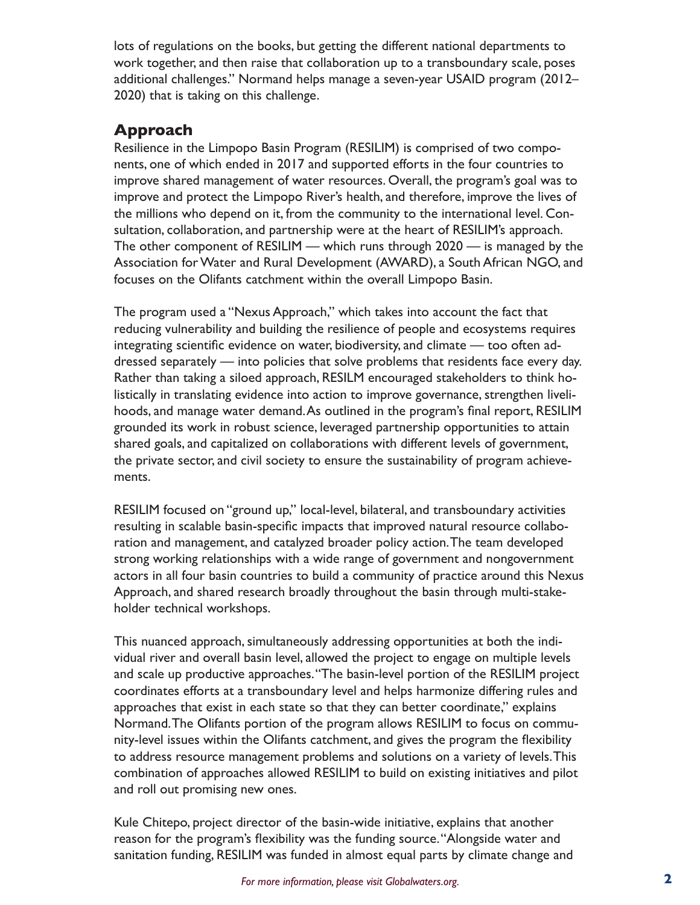lots of regulations on the books, but getting the different national departments to work together, and then raise that collaboration up to a transboundary scale, poses additional challenges." Normand helps manage a seven-year USAID program (2012–2020) that is taking on this challenge.

## Approach

Resilience in the Limpopo Basin Program (RESILIM) is comprised of two components, one of which ended in 2017 and supported efforts in the four countries to improve shared management of water resources. Overall, the program's goal was to improve and protect the Limpopo River's health, and therefore, improve the lives of the millions who depend on it, from the community to the international level. Consultation, collaboration, and partnership were at the heart of RESILIM's approach. The other component of RESILIM — which runs through 2020 — is managed by the Association for Water and Rural Development (AWARD), a South African NGO, and focuses on the Olifants catchment within the overall Limpopo Basin.

The program used a "Nexus Approach," which takes into account the fact that reducing vulnerability and building the resilience of people and ecosystems requires integrating scientific evidence on water, biodiversity, and climate — too often addressed separately — into policies that solve problems that residents face every day. Rather than taking a siloed approach, RESILM encouraged stakeholders to think holistically in translating evidence into action to improve governance, strengthen livelihoods, and manage water demand. As outlined in the program's final report, RESILIM grounded its work in robust science, leveraged partnership opportunities to attain shared goals, and capitalized on collaborations with different levels of government, the private sector, and civil society to ensure the sustainability of program achievements.

RESILIM focused on "ground up," local-level, bilateral, and transboundary activities resulting in scalable basin-specific impacts that improved natural resource collaboration and management, and catalyzed broader policy action. The team developed strong working relationships with a wide range of government and nongovernment actors in all four basin countries to build a community of practice around this Nexus Approach, and shared research broadly throughout the basin through multi-stakeholder technical workshops.

This nuanced approach, simultaneously addressing opportunities at both the individual river and overall basin level, allowed the project to engage on multiple levels and scale up productive approaches. "The basin-level portion of the RESILIM project coordinates efforts at a transboundary level and helps harmonize differing rules and approaches that exist in each state so that they can better coordinate," explains Normand. The Olifants portion of the program allows RESILIM to focus on community-level issues within the Olifants catchment, and gives the program the flexibility to address resource management problems and solutions on a variety of levels. This combination of approaches allowed RESILIM to build on existing initiatives and pilot and roll out promising new ones.

Kule Chitepo, project director of the basin-wide initiative, explains that another reason for the program's flexibility was the funding source. "Alongside water and sanitation funding, RESILIM was funded in almost equal parts by climate change and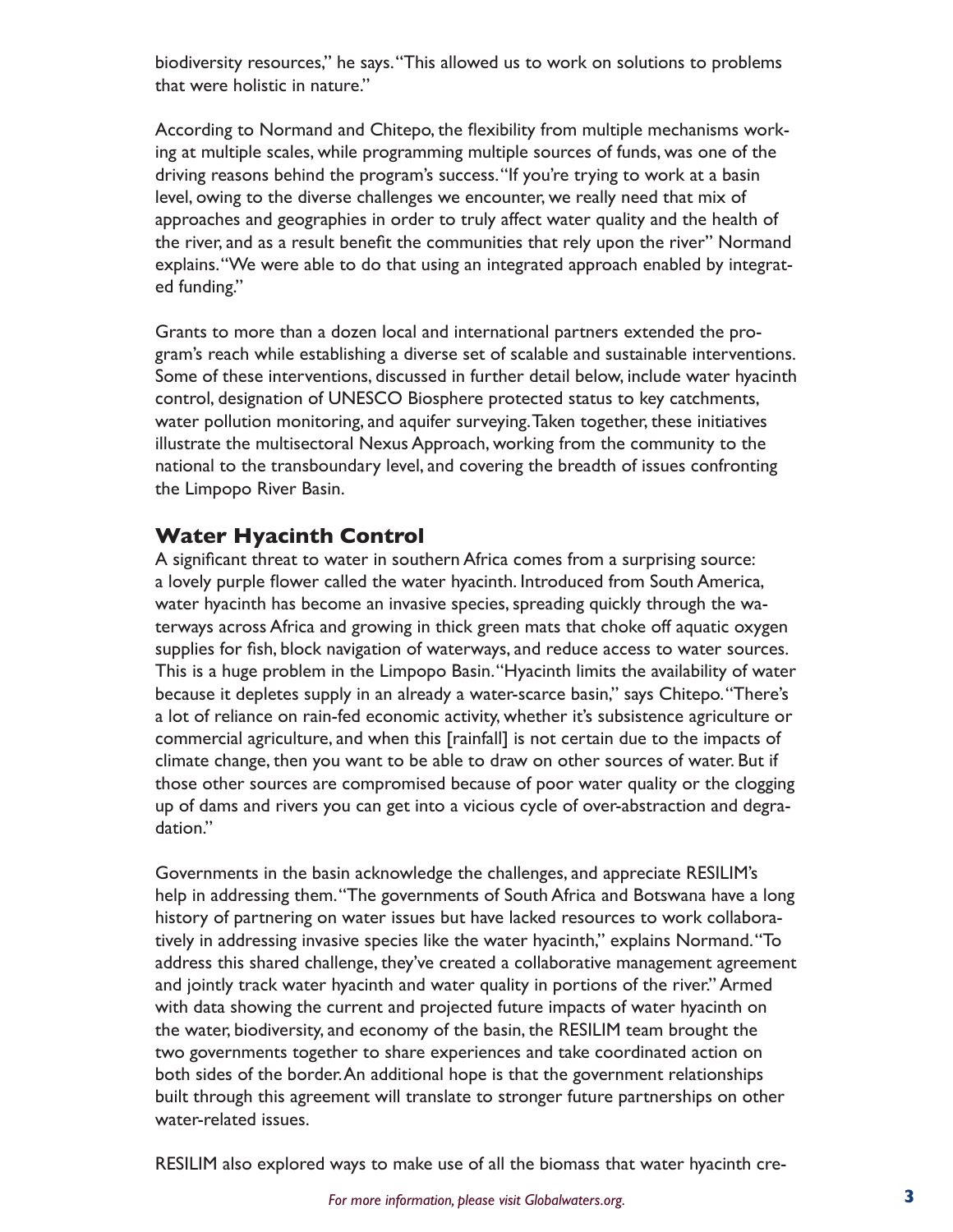biodiversity resources," he says. "This allowed us to work on solutions to problems that were holistic in nature."

According to Normand and Chitepo, the flexibility from multiple mechanisms working at multiple scales, while programming multiple sources of funds, was one of the driving reasons behind the program's success. "If you're trying to work at a basin level, owing to the diverse challenges we encounter, we really need that mix of approaches and geographies in order to truly affect water quality and the health of the river, and as a result benefit the communities that rely upon the river" Normand explains. "We were able to do that using an integrated approach enabled by integrated funding."

Grants to more than a dozen local and international partners extended the program's reach while establishing a diverse set of scalable and sustainable interventions. Some of these interventions, discussed in further detail below, include water hyacinth control, designation of UNESCO Biosphere protected status to key catchments, water pollution monitoring, and aquifer surveying. Taken together, these initiatives illustrate the multisectoral Nexus Approach, working from the community to the national to the transboundary level, and covering the breadth of issues confronting the Limpopo River Basin.

## Water Hyacinth Control

A significant threat to water in southern Africa comes from a surprising source: a lovely purple flower called the water hyacinth. Introduced from South America, water hyacinth has become an invasive species, spreading quickly through the waterways across Africa and growing in thick green mats that choke off aquatic oxygen supplies for fish, block navigation of waterways, and reduce access to water sources. This is a huge problem in the Limpopo Basin. "Hyacinth limits the availability of water because it depletes supply in an already a water-scarce basin," says Chitepo. "There's a lot of reliance on rain-fed economic activity, whether it's subsistence agriculture or commercial agriculture, and when this [rainfall] is not certain due to the impacts of climate change, then you want to be able to draw on other sources of water. But if those other sources are compromised because of poor water quality or the clogging up of dams and rivers you can get into a vicious cycle of over-abstraction and degradation."

Governments in the basin acknowledge the challenges, and appreciate RESILIM's help in addressing them. "The governments of South Africa and Botswana have a long history of partnering on water issues but have lacked resources to work collaboratively in addressing invasive species like the water hyacinth," explains Normand. "To address this shared challenge, they've created a collaborative management agreement and jointly track water hyacinth and water quality in portions of the river." Armed with data showing the current and projected future impacts of water hyacinth on the water, biodiversity, and economy of the basin, the RESILIM team brought the two governments together to share experiences and take coordinated action on both sides of the border. An additional hope is that the government relationships built through this agreement will translate to stronger future partnerships on other water-related issues.

RESILIM also explored ways to make use of all the biomass that water hyacinth cre-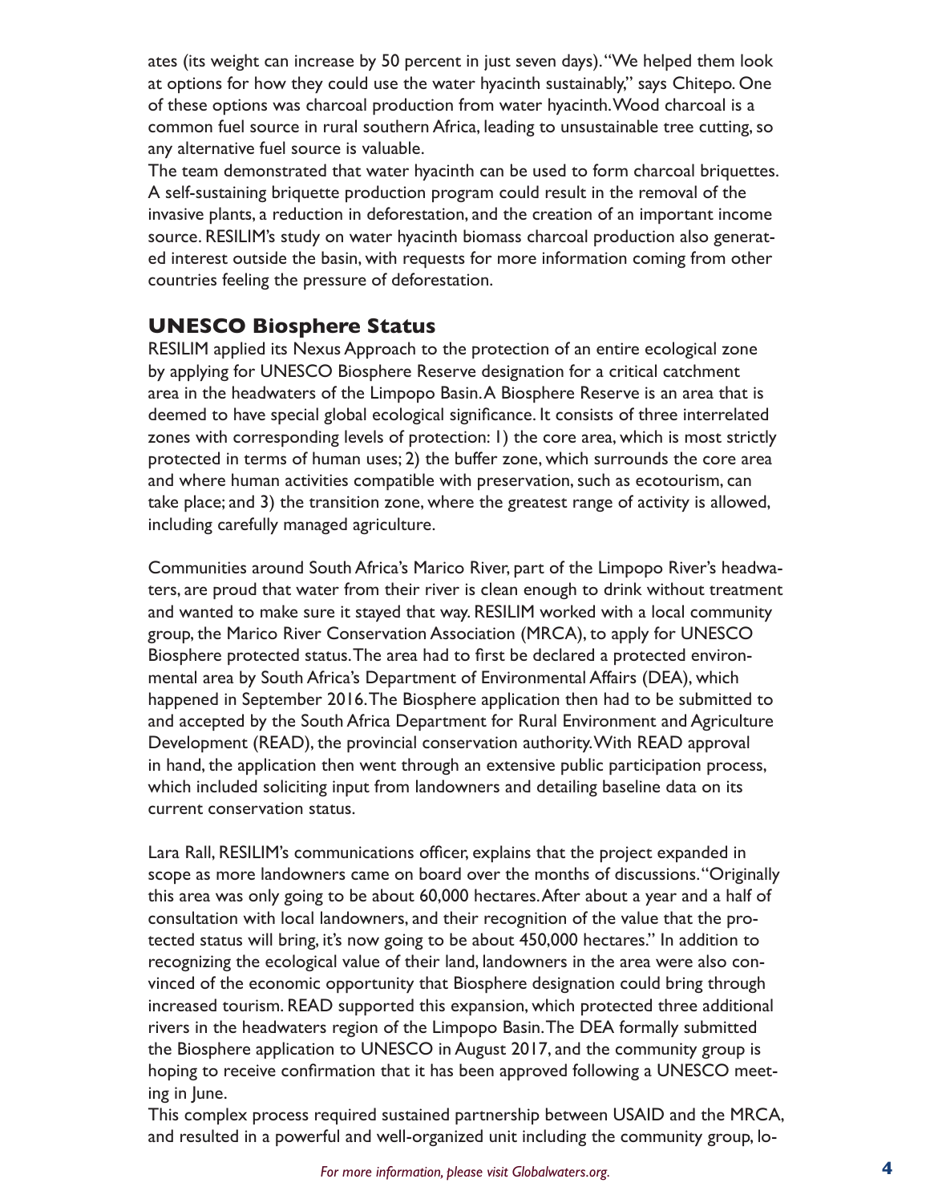ates (its weight can increase by 50 percent in just seven days). "We helped them look at options for how they could use the water hyacinth sustainably," says Chitepo. One of these options was charcoal production from water hyacinth. Wood charcoal is a common fuel source in rural southern Africa, leading to unsustainable tree cutting, so any alternative fuel source is valuable.

The team demonstrated that water hyacinth can be used to form charcoal briquettes. A self-sustaining briquette production program could result in the removal of the invasive plants, a reduction in deforestation, and the creation of an important income source. RESILIM's study on water hyacinth biomass charcoal production also generated interest outside the basin, with requests for more information coming from other countries feeling the pressure of deforestation.

## UNESCO Biosphere Status

RESILIM applied its Nexus Approach to the protection of an entire ecological zone by applying for UNESCO Biosphere Reserve designation for a critical catchment area in the headwaters of the Limpopo Basin. A Biosphere Reserve is an area that is deemed to have special global ecological significance. It consists of three interrelated zones with corresponding levels of protection: 1) the core area, which is most strictly protected in terms of human uses; 2) the buffer zone, which surrounds the core area and where human activities compatible with preservation, such as ecotourism, can take place; and 3) the transition zone, where the greatest range of activity is allowed, including carefully managed agriculture.

Communities around South Africa's Marico River, part of the Limpopo River's headwaters, are proud that water from their river is clean enough to drink without treatment and wanted to make sure it stayed that way. RESILIM worked with a local community group, the Marico River Conservation Association (MRCA), to apply for UNESCO Biosphere protected status. The area had to first be declared a protected environmental area by South Africa's Department of Environmental Affairs (DEA), which happened in September 2016. The Biosphere application then had to be submitted to and accepted by the South Africa Department for Rural Environment and Agriculture Development (READ), the provincial conservation authority. With READ approval in hand, the application then went through an extensive public participation process, which included soliciting input from landowners and detailing baseline data on its current conservation status.

Lara Rall, RESILIM's communications officer, explains that the project expanded in scope as more landowners came on board over the months of discussions. "Originally this area was only going to be about 60,000 hectares. After about a year and a half of consultation with local landowners, and their recognition of the value that the protected status will bring, it's now going to be about 450,000 hectares." In addition to recognizing the ecological value of their land, landowners in the area were also convinced of the economic opportunity that Biosphere designation could bring through increased tourism. READ supported this expansion, which protected three additional rivers in the headwaters region of the Limpopo Basin. The DEA formally submitted the Biosphere application to UNESCO in August 2017, and the community group is hoping to receive confirmation that it has been approved following a UNESCO meeting in June.

This complex process required sustained partnership between USAID and the MRCA, and resulted in a powerful and well-organized unit including the community group, lo-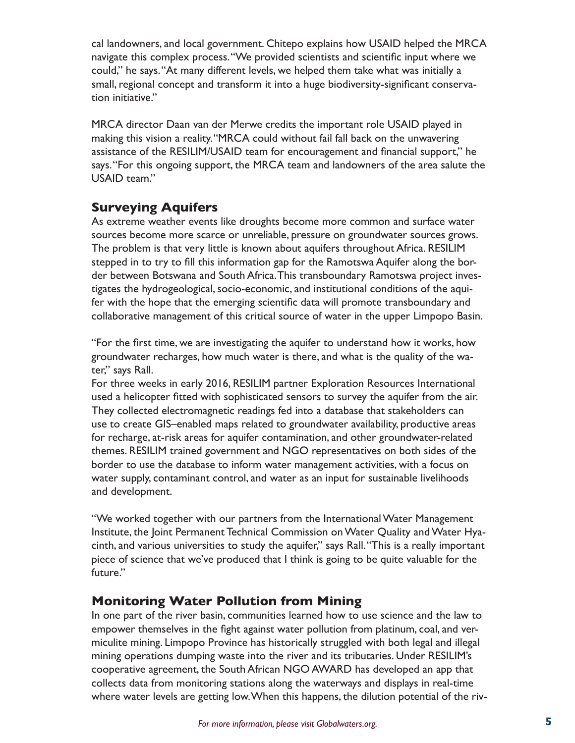cal landowners, and local government. Chitepo explains how USAID helped the MRCA navigate this complex process. "We provided scientists and scientific input where we could," he says. "At many different levels, we helped them take what was initially a small, regional concept and transform it into a huge biodiversity-significant conservation initiative."

MRCA director Daan van der Merwe credits the important role USAID played in making this vision a reality. "MRCA could without fail fall back on the unwavering assistance of the RESILIM/USAID team for encouragement and financial support," he says. "For this ongoing support, the MRCA team and landowners of the area salute the USAID team."

## Surveying Aquifers

As extreme weather events like droughts become more common and surface water sources become more scarce or unreliable, pressure on groundwater sources grows. The problem is that very little is known about aquifers throughout Africa. RESILIM stepped in to try to fill this information gap for the Ramotswa Aquifer along the border between Botswana and South Africa. This transboundary Ramotswa project investigates the hydrogeological, socio-economic, and institutional conditions of the aquifer with the hope that the emerging scientific data will promote transboundary and collaborative management of this critical source of water in the upper Limpopo Basin.

"For the first time, we are investigating the aquifer to understand how it works, how groundwater recharges, how much water is there, and what is the quality of the water," says Rall.

For three weeks in early 2016, RESILIM partner Exploration Resources International used a helicopter fitted with sophisticated sensors to survey the aquifer from the air. They collected electromagnetic readings fed into a database that stakeholders can use to create GIS–enabled maps related to groundwater availability, productive areas for recharge, at-risk areas for aquifer contamination, and other groundwater-related themes. RESILIM trained government and NGO representatives on both sides of the border to use the database to inform water management activities, with a focus on water supply, contaminant control, and water as an input for sustainable livelihoods and development.

"We worked together with our partners from the International Water Management Institute, the Joint Permanent Technical Commission on Water Quality and Water Hyacinth, and various universities to study the aquifer," says Rall. "This is a really important piece of science that we've produced that I think is going to be quite valuable for the future."

## Monitoring Water Pollution from Mining

In one part of the river basin, communities learned how to use science and the law to empower themselves in the fight against water pollution from platinum, coal, and vermiculite mining. Limpopo Province has historically struggled with both legal and illegal mining operations dumping waste into the river and its tributaries. Under RESILIM's cooperative agreement, the South African NGO AWARD has developed an app that collects data from monitoring stations along the waterways and displays in real-time where water levels are getting low. When this happens, the dilution potential of the riv-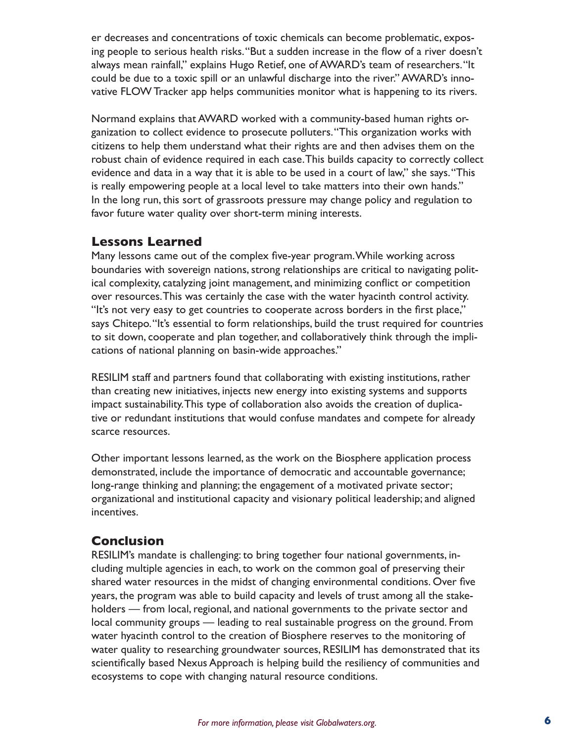er decreases and concentrations of toxic chemicals can become problematic, exposing people to serious health risks. "But a sudden increase in the flow of a river doesn't always mean rainfall," explains Hugo Retief, one of AWARD's team of researchers. "It could be due to a toxic spill or an unlawful discharge into the river." AWARD's innovative FLOW Tracker app helps communities monitor what is happening to its rivers.

Normand explains that AWARD worked with a community-based human rights organization to collect evidence to prosecute polluters. "This organization works with citizens to help them understand what their rights are and then advises them on the robust chain of evidence required in each case. This builds capacity to correctly collect evidence and data in a way that it is able to be used in a court of law," she says. "This is really empowering people at a local level to take matters into their own hands." In the long run, this sort of grassroots pressure may change policy and regulation to favor future water quality over short-term mining interests.

## Lessons Learned

Many lessons came out of the complex five-year program. While working across boundaries with sovereign nations, strong relationships are critical to navigating political complexity, catalyzing joint management, and minimizing conflict or competition over resources. This was certainly the case with the water hyacinth control activity. "It's not very easy to get countries to cooperate across borders in the first place," says Chitepo. "It's essential to form relationships, build the trust required for countries to sit down, cooperate and plan together, and collaboratively think through the implications of national planning on basin-wide approaches."

RESILIM staff and partners found that collaborating with existing institutions, rather than creating new initiatives, injects new energy into existing systems and supports impact sustainability. This type of collaboration also avoids the creation of duplicative or redundant institutions that would confuse mandates and compete for already scarce resources.

Other important lessons learned, as the work on the Biosphere application process demonstrated, include the importance of democratic and accountable governance; long-range thinking and planning; the engagement of a motivated private sector; organizational and institutional capacity and visionary political leadership; and aligned incentives.

## Conclusion

RESILIM's mandate is challenging: to bring together four national governments, including multiple agencies in each, to work on the common goal of preserving their shared water resources in the midst of changing environmental conditions. Over five years, the program was able to build capacity and levels of trust among all the stakeholders — from local, regional, and national governments to the private sector and local community groups — leading to real sustainable progress on the ground. From water hyacinth control to the creation of Biosphere reserves to the monitoring of water quality to researching groundwater sources, RESILIM has demonstrated that its scientifically based Nexus Approach is helping build the resiliency of communities and ecosystems to cope with changing natural resource conditions.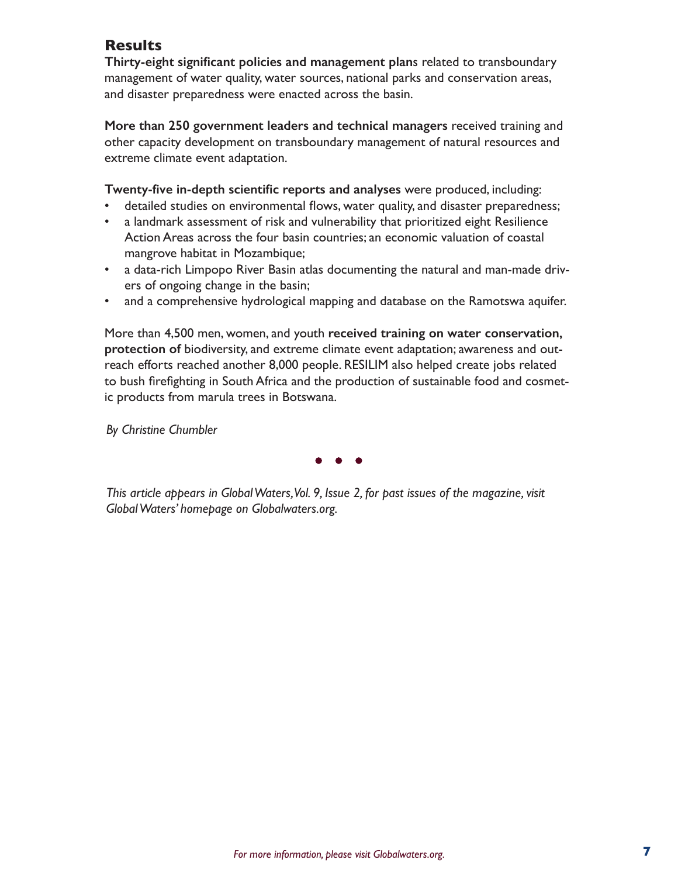## Results

**Thirty-eight significant policies and management plans** related to transboundary management of water quality, water sources, national parks and conservation areas, and disaster preparedness were enacted across the basin.

**More than 250 government leaders and technical managers** received training and other capacity development on transboundary management of natural resources and extreme climate event adaptation.

**Twenty-five in-depth scientific reports and analyses** were produced, including:

- detailed studies on environmental flows, water quality, and disaster preparedness;
- a landmark assessment of risk and vulnerability that prioritized eight Resilience Action Areas across the four basin countries; an economic valuation of coastal mangrove habitat in Mozambique;
- a data-rich Limpopo River Basin atlas documenting the natural and man-made drivers of ongoing change in the basin;
- and a comprehensive hydrological mapping and database on the Ramotswa aquifer.

More than 4,500 men, women, and youth **received training on water conservation, protection of** biodiversity, and extreme climate event adaptation; awareness and outreach efforts reached another 8,000 people. RESILIM also helped create jobs related to bush firefighting in South Africa and the production of sustainable food and cosmetic products from marula trees in Botswana.

*By Christine Chumbler*

• • •

*This article appears in Global Waters, Vol. 9, Issue 2, for past issues of the magazine, visit Global Waters' homepage on Globalwaters.org.*

*For more information, please visit Globalwaters.org.*